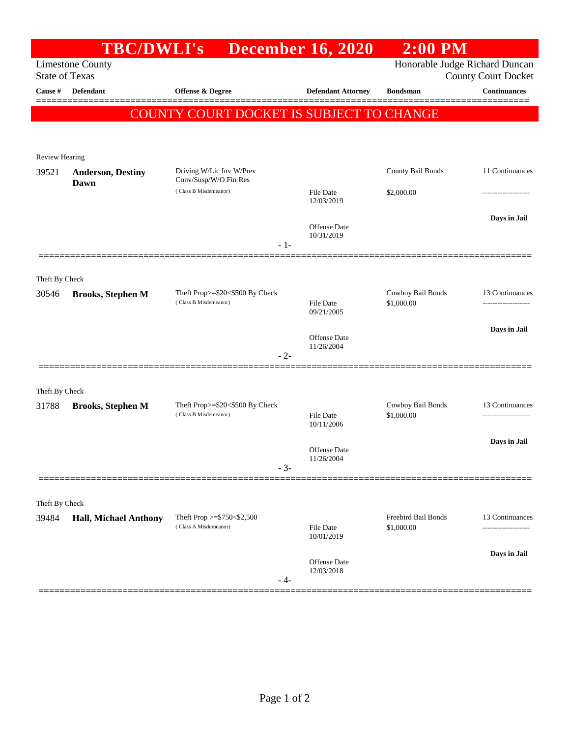# TBC/DWLI's December 16, 2020 2:00 PM

Limestone County
State of Texas

Honorable Judge Richard Duncan
County Court Docket

| Cause # | Defendant | Offense & Degree | Defendant Attorney | Bondsman | Continuances |
|---|---|---|---|---|---|

**COUNTY COURT DOCKET IS SUBJECT TO CHANGE**

Review Hearing

| Cause # | Defendant | Offense & Degree | Defendant Attorney | Bondsman | Continuances |
|---|---|---|---|---|---|
| 39521 | **Anderson, Destiny Dawn** | Driving W/Lic Inv W/Prev Conv/Susp/W/O Fin Res (Class B Misdemeanor) | File Date 12/03/2019<br>Offense Date 10/31/2019 | County Bail Bonds<br>$2,000.00 | 11 Continuances<br>-------------------<br>**Days in Jail** |

- 1-

Theft By Check

| Cause # | Defendant | Offense & Degree | Defendant Attorney | Bondsman | Continuances |
|---|---|---|---|---|---|
| 30546 | **Brooks, Stephen M** | Theft Prop>=$20<$500 By Check (Class B Misdemeanor) | File Date 09/21/2005<br>Offense Date 11/26/2004 | Cowboy Bail Bonds<br>$1,000.00 | 13 Continuances<br>-------------------<br>**Days in Jail** |

- 2-

Theft By Check

| Cause # | Defendant | Offense & Degree | Defendant Attorney | Bondsman | Continuances |
|---|---|---|---|---|---|
| 31788 | **Brooks, Stephen M** | Theft Prop>=$20<$500 By Check (Class B Misdemeanor) | File Date 10/11/2006<br>Offense Date 11/26/2004 | Cowboy Bail Bonds<br>$1,000.00 | 13 Continuances<br>-------------------<br>**Days in Jail** |

- 3-

Theft By Check

| Cause # | Defendant | Offense & Degree | Defendant Attorney | Bondsman | Continuances |
|---|---|---|---|---|---|
| 39484 | **Hall, Michael Anthony** | Theft Prop >=$750<$2,500 (Class A Misdemeanor) | File Date 10/01/2019<br>Offense Date 12/03/2018 | Freebird Bail Bonds<br>$1,000.00 | 13 Continuances<br>-------------------<br>**Days in Jail** |

- 4-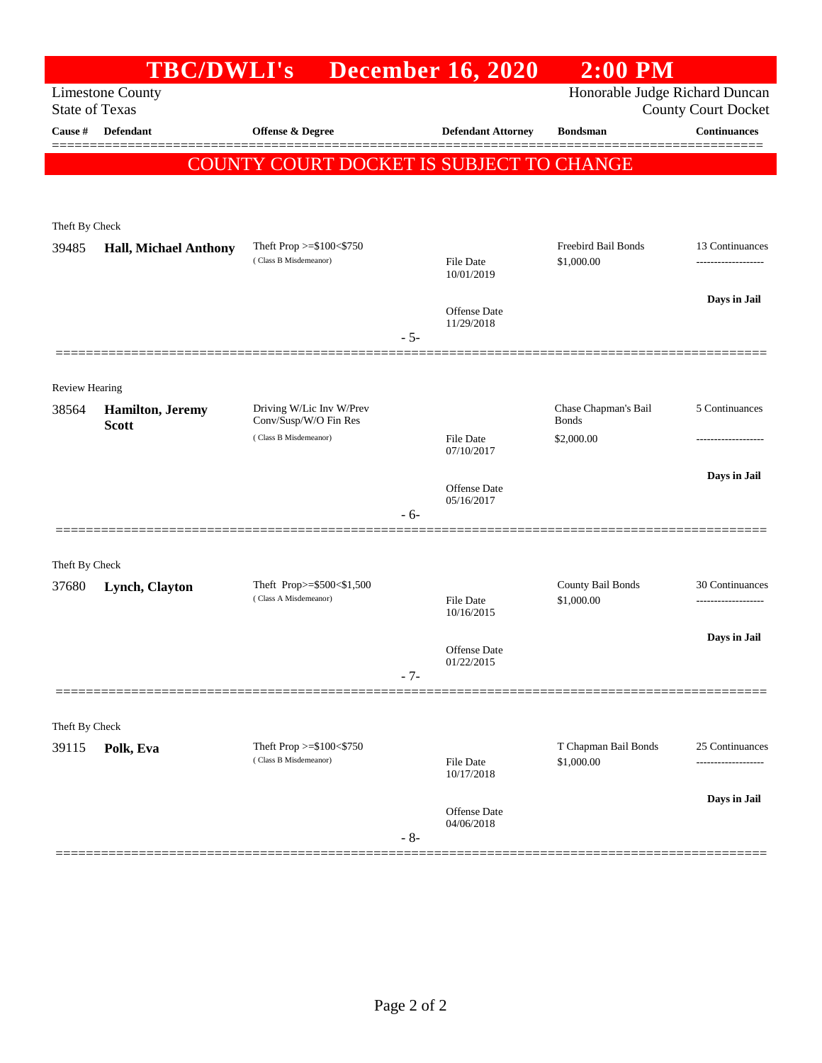# TBC/DWLI's December 16, 2020 2:00 PM

Limestone County
State of Texas

Honorable Judge Richard Duncan
County Court Docket

| Cause # | Defendant | Offense & Degree | Defendant Attorney | Bondsman | Continuances |
|---|---|---|---|---|---|

**COUNTY COURT DOCKET IS SUBJECT TO CHANGE**

Theft By Check

| Cause # | Defendant | Offense & Degree | Defendant Attorney | Bondsman | Continuances |
|---|---|---|---|---|---|
| 39485 | **Hall, Michael Anthony** | Theft Prop >=$100<$750 (Class B Misdemeanor) | File Date 10/01/2019<br>Offense Date 11/29/2018 | Freebird Bail Bonds<br>$1,000.00 | 13 Continuances<br>-------------------<br>**Days in Jail** |

- 5-

Review Hearing

| Cause # | Defendant | Offense & Degree | Defendant Attorney | Bondsman | Continuances |
|---|---|---|---|---|---|
| 38564 | **Hamilton, Jeremy Scott** | Driving W/Lic Inv W/Prev Conv/Susp/W/O Fin Res (Class B Misdemeanor) | File Date 07/10/2017<br>Offense Date 05/16/2017 | Chase Chapman's Bail Bonds<br>$2,000.00 | 5 Continuances<br>-------------------<br>**Days in Jail** |

- 6-

Theft By Check

| Cause # | Defendant | Offense & Degree | Defendant Attorney | Bondsman | Continuances |
|---|---|---|---|---|---|
| 37680 | **Lynch, Clayton** | Theft Prop>=$500<$1,500 (Class A Misdemeanor) | File Date 10/16/2015<br>Offense Date 01/22/2015 | County Bail Bonds<br>$1,000.00 | 30 Continuances<br>-------------------<br>**Days in Jail** |

- 7-

Theft By Check

| Cause # | Defendant | Offense & Degree | Defendant Attorney | Bondsman | Continuances |
|---|---|---|---|---|---|
| 39115 | **Polk, Eva** | Theft Prop >=$100<$750 (Class B Misdemeanor) | File Date 10/17/2018<br>Offense Date 04/06/2018 | T Chapman Bail Bonds<br>$1,000.00 | 25 Continuances<br>-------------------<br>**Days in Jail** |

- 8-